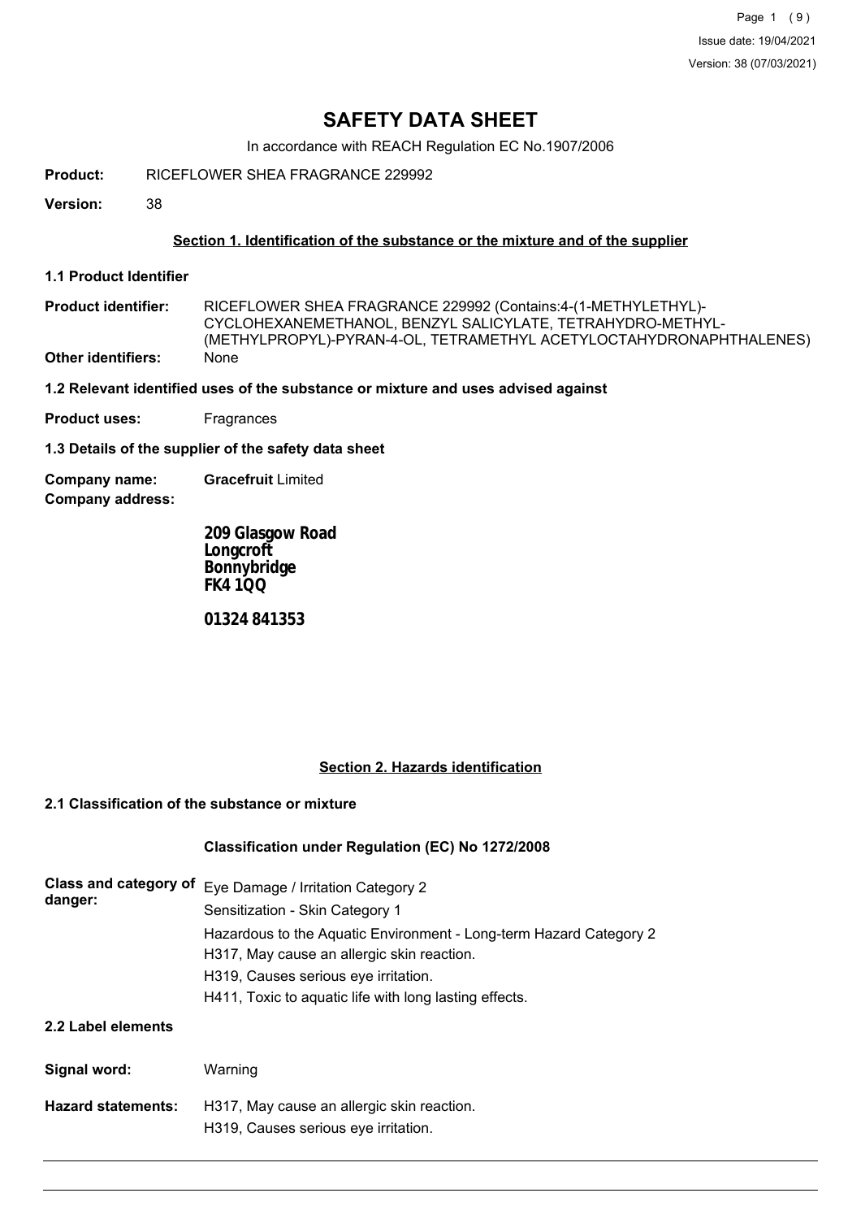Issue date: 19/04/2021

Version: 38 (07/03/2021)

# SAFETY DATA SHEET

In accordance with REACH Regulation EC No.1907/2006

**Product:** RICEFLOWER SHEA FRAGRANCE 229992

**Version:** 38

## Section 1. Identification of the substance or the mixture and of the supplier

**1.1 Product Identifier**

**Product identifier:** RICEFLOWER SHEA FRAGRANCE 229992 (Contains:4-(1-METHYLETHYL)-CYCLOHEXANEMETHANOL, BENZYL SALICYLATE, TETRAHYDRO-METHYL-(METHYLPROPYL)-PYRAN-4-OL, TETRAMETHYL ACETYLOCTAHYDRONAPHTHALENES)

**Other identifiers:** None

**1.2 Relevant identified uses of the substance or mixture and uses advised against**

**Product uses:** Fragrances

**1.3 Details of the supplier of the safety data sheet**

**Company name:** **Gracefruit** Limited

**Company address:**

**209 Glasgow Road**
**Longcroft**
**Bonnybridge**
**FK4 1QQ**

**01324 841353**

## Section 2. Hazards identification

**2.1 Classification of the substance or mixture**

**Classification under Regulation (EC) No 1272/2008**

**Class and category of danger:**
Eye Damage / Irritation Category 2
Sensitization - Skin Category 1
Hazardous to the Aquatic Environment - Long-term Hazard Category 2
H317, May cause an allergic skin reaction.
H319, Causes serious eye irritation.
H411, Toxic to aquatic life with long lasting effects.

**2.2 Label elements**

**Signal word:** Warning

**Hazard statements:**
H317, May cause an allergic skin reaction.
H319, Causes serious eye irritation.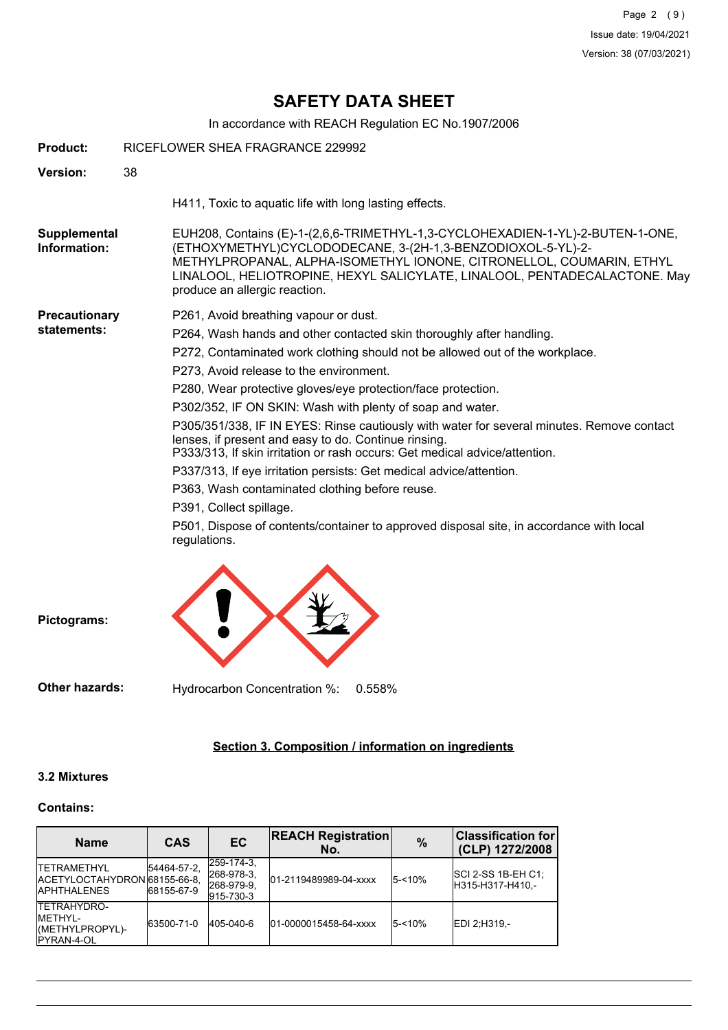# SAFETY DATA SHEET

In accordance with REACH Regulation EC No.1907/2006

**Product:** RICEFLOWER SHEA FRAGRANCE 229992

**Version:** 38

H411, Toxic to aquatic life with long lasting effects.

**Supplemental Information:** EUH208, Contains (E)-1-(2,6,6-TRIMETHYL-1,3-CYCLOHEXADIEN-1-YL)-2-BUTEN-1-ONE, (ETHOXYMETHYL)CYCLODODECANE, 3-(2H-1,3-BENZODIOXOL-5-YL)-2-METHYLPROPANAL, ALPHA-ISOMETHYL IONONE, CITRONELLOL, COUMARIN, ETHYL LINALOOL, HELIOTROPINE, HEXYL SALICYLATE, LINALOOL, PENTADECALACTONE. May produce an allergic reaction.

**Precautionary statements:**

P261, Avoid breathing vapour or dust.

P264, Wash hands and other contacted skin thoroughly after handling.

P272, Contaminated work clothing should not be allowed out of the workplace.

P273, Avoid release to the environment.

P280, Wear protective gloves/eye protection/face protection.

P302/352, IF ON SKIN: Wash with plenty of soap and water.

P305/351/338, IF IN EYES: Rinse cautiously with water for several minutes. Remove contact lenses, if present and easy to do. Continue rinsing.
P333/313, If skin irritation or rash occurs: Get medical advice/attention.

P337/313, If eye irritation persists: Get medical advice/attention.

P363, Wash contaminated clothing before reuse.

P391, Collect spillage.

P501, Dispose of contents/container to approved disposal site, in accordance with local regulations.

**Pictograms:**

**Other hazards:** Hydrocarbon Concentration %: 0.558%

## Section 3. Composition / information on ingredients

### 3.2 Mixtures

**Contains:**

| Name | CAS | EC | REACH Registration No. | % | Classification for (CLP) 1272/2008 |
|---|---|---|---|---|---|
| TETRAMETHYL ACETYLOCTAHYDRONAPHTHALENES | 54464-57-2, 68155-66-8, 68155-67-9 | 259-174-3, 268-978-3, 268-979-9, 915-730-3 | 01-2119489989-04-xxxx | 5-<10% | SCI 2-SS 1B-EH C1;H315-H317-H410,- |
| TETRAHYDRO-METHYL-(METHYLPROPYL)-PYRAN-4-OL | 63500-71-0 | 405-040-6 | 01-0000015458-64-xxxx | 5-<10% | EDI 2;H319,- |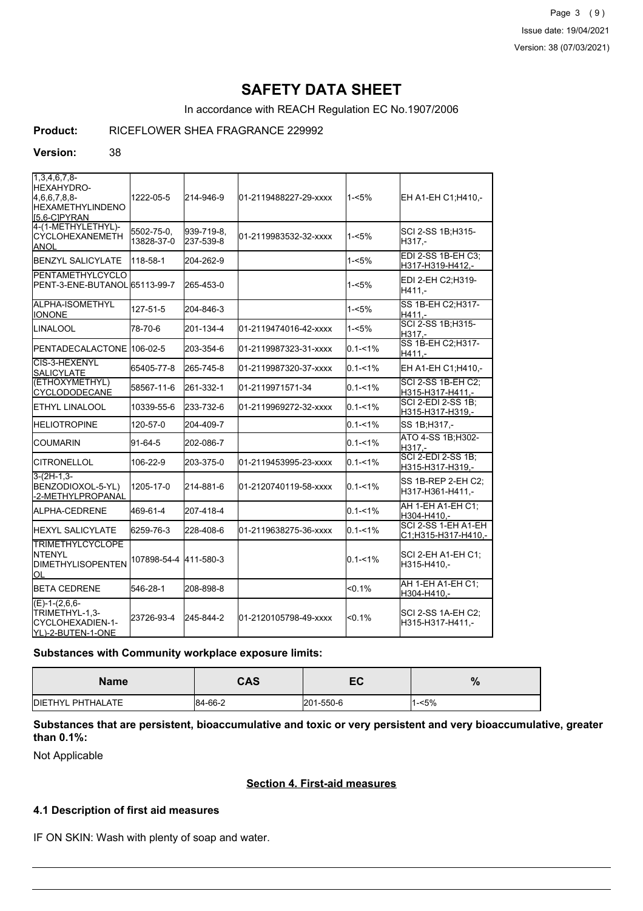# SAFETY DATA SHEET

In accordance with REACH Regulation EC No.1907/2006

**Product:** RICEFLOWER SHEA FRAGRANCE 229992

**Version:** 38

| | | | | | |
|---|---|---|---|---|---|
| 1,3,4,6,7,8-HEXAHYDRO-4,6,6,7,8,8-HEXAMETHYLINDENO[5,6-C]PYRAN | 1222-05-5 | 214-946-9 | 01-2119488227-29-xxxx | 1-<5% | EH A1-EH C1;H410,- |
| 4-(1-METHYLETHYL)-CYCLOHEXANEMETHANOL | 5502-75-0, 13828-37-0 | 939-719-8, 237-539-8 | 01-2119983532-32-xxxx | 1-<5% | SCI 2-SS 1B;H315-H317,- |
| BENZYL SALICYLATE | 118-58-1 | 204-262-9 | | 1-<5% | EDI 2-SS 1B-EH C3;H317-H319-H412,- |
| PENTAMETHYLCYCLOPENT-3-ENE-BUTANOL | 65113-99-7 | 265-453-0 | | 1-<5% | EDI 2-EH C2;H319-H411,- |
| ALPHA-ISOMETHYL IONONE | 127-51-5 | 204-846-3 | | 1-<5% | SS 1B-EH C2;H317-H411,- |
| LINALOOL | 78-70-6 | 201-134-4 | 01-2119474016-42-xxxx | 1-<5% | SCI 2-SS 1B;H315-H317,- |
| PENTADECALACTONE | 106-02-5 | 203-354-6 | 01-2119987323-31-xxxx | 0.1-<1% | SS 1B-EH C2;H317-H411,- |
| CIS-3-HEXENYL SALICYLATE | 65405-77-8 | 265-745-8 | 01-2119987320-37-xxxx | 0.1-<1% | EH A1-EH C1;H410,- |
| (ETHOXYMETHYL) CYCLODODECANE | 58567-11-6 | 261-332-1 | 01-2119971571-34 | 0.1-<1% | SCI 2-SS 1B-EH C2;H315-H317-H411,- |
| ETHYL LINALOOL | 10339-55-6 | 233-732-6 | 01-2119969272-32-xxxx | 0.1-<1% | SCI 2-EDI 2-SS 1B;H315-H317-H319,- |
| HELIOTROPINE | 120-57-0 | 204-409-7 | | 0.1-<1% | SS 1B;H317,- |
| COUMARIN | 91-64-5 | 202-086-7 | | 0.1-<1% | ATO 4-SS 1B;H302-H317,- |
| CITRONELLOL | 106-22-9 | 203-375-0 | 01-2119453995-23-xxxx | 0.1-<1% | SCI 2-EDI 2-SS 1B;H315-H317-H319,- |
| 3-(2H-1,3-BENZODIOXOL-5-YL)-2-METHYLPROPANAL | 1205-17-0 | 214-881-6 | 01-2120740119-58-xxxx | 0.1-<1% | SS 1B-REP 2-EH C2;H317-H361-H411,- |
| ALPHA-CEDRENE | 469-61-4 | 207-418-4 | | 0.1-<1% | AH 1-EH A1-EH C1;H304-H410,- |
| HEXYL SALICYLATE | 6259-76-3 | 228-408-6 | 01-2119638275-36-xxxx | 0.1-<1% | SCI 2-SS 1-EH A1-EH C1;H315-H317-H410,- |
| TRIMETHYLCYCLOPENTENYL DIMETHYLISOPENTENOL | 107898-54-4 | 411-580-3 | | 0.1-<1% | SCI 2-EH A1-EH C1;H315-H410,- |
| BETA CEDRENE | 546-28-1 | 208-898-8 | | <0.1% | AH 1-EH A1-EH C1;H304-H410,- |
| (E)-1-(2,6,6-TRIMETHYL-1,3-CYCLOHEXADIEN-1-YL)-2-BUTEN-1-ONE | 23726-93-4 | 245-844-2 | 01-2120105798-49-xxxx | <0.1% | SCI 2-SS 1A-EH C2;H315-H317-H411,- |

**Substances with Community workplace exposure limits:**

| Name | CAS | EC | % |
|---|---|---|---|
| DIETHYL PHTHALATE | 84-66-2 | 201-550-6 | 1-<5% |

**Substances that are persistent, bioaccumulative and toxic or very persistent and very bioaccumulative, greater than 0.1%:**

Not Applicable

## Section 4. First-aid measures

### 4.1 Description of first aid measures

IF ON SKIN: Wash with plenty of soap and water.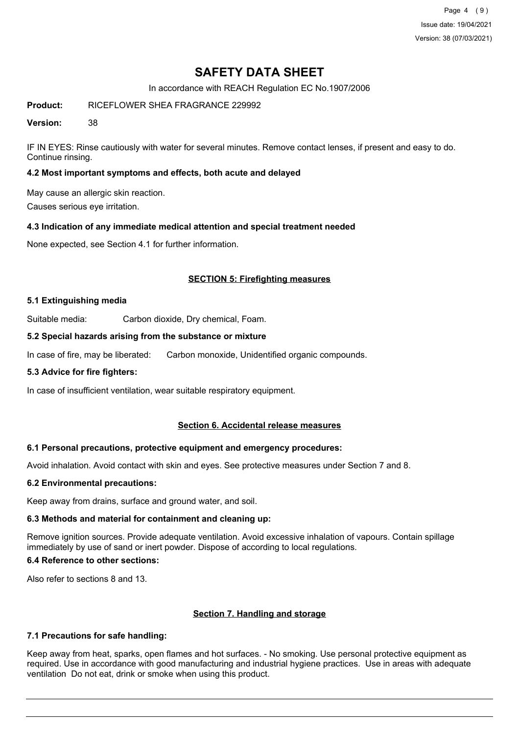# SAFETY DATA SHEET

In accordance with REACH Regulation EC No.1907/2006

**Product:** RICEFLOWER SHEA FRAGRANCE 229992

**Version:** 38

IF IN EYES: Rinse cautiously with water for several minutes. Remove contact lenses, if present and easy to do. Continue rinsing.

### 4.2 Most important symptoms and effects, both acute and delayed

May cause an allergic skin reaction.

Causes serious eye irritation.

### 4.3 Indication of any immediate medical attention and special treatment needed

None expected, see Section 4.1 for further information.

## SECTION 5: Firefighting measures

### 5.1 Extinguishing media

Suitable media: Carbon dioxide, Dry chemical, Foam.

### 5.2 Special hazards arising from the substance or mixture

In case of fire, may be liberated: Carbon monoxide, Unidentified organic compounds.

### 5.3 Advice for fire fighters:

In case of insufficient ventilation, wear suitable respiratory equipment.

## Section 6. Accidental release measures

### 6.1 Personal precautions, protective equipment and emergency procedures:

Avoid inhalation. Avoid contact with skin and eyes. See protective measures under Section 7 and 8.

### 6.2 Environmental precautions:

Keep away from drains, surface and ground water, and soil.

### 6.3 Methods and material for containment and cleaning up:

Remove ignition sources. Provide adequate ventilation. Avoid excessive inhalation of vapours. Contain spillage immediately by use of sand or inert powder. Dispose of according to local regulations.

### 6.4 Reference to other sections:

Also refer to sections 8 and 13.

## Section 7. Handling and storage

### 7.1 Precautions for safe handling:

Keep away from heat, sparks, open flames and hot surfaces. - No smoking. Use personal protective equipment as required. Use in accordance with good manufacturing and industrial hygiene practices. Use in areas with adequate ventilation Do not eat, drink or smoke when using this product.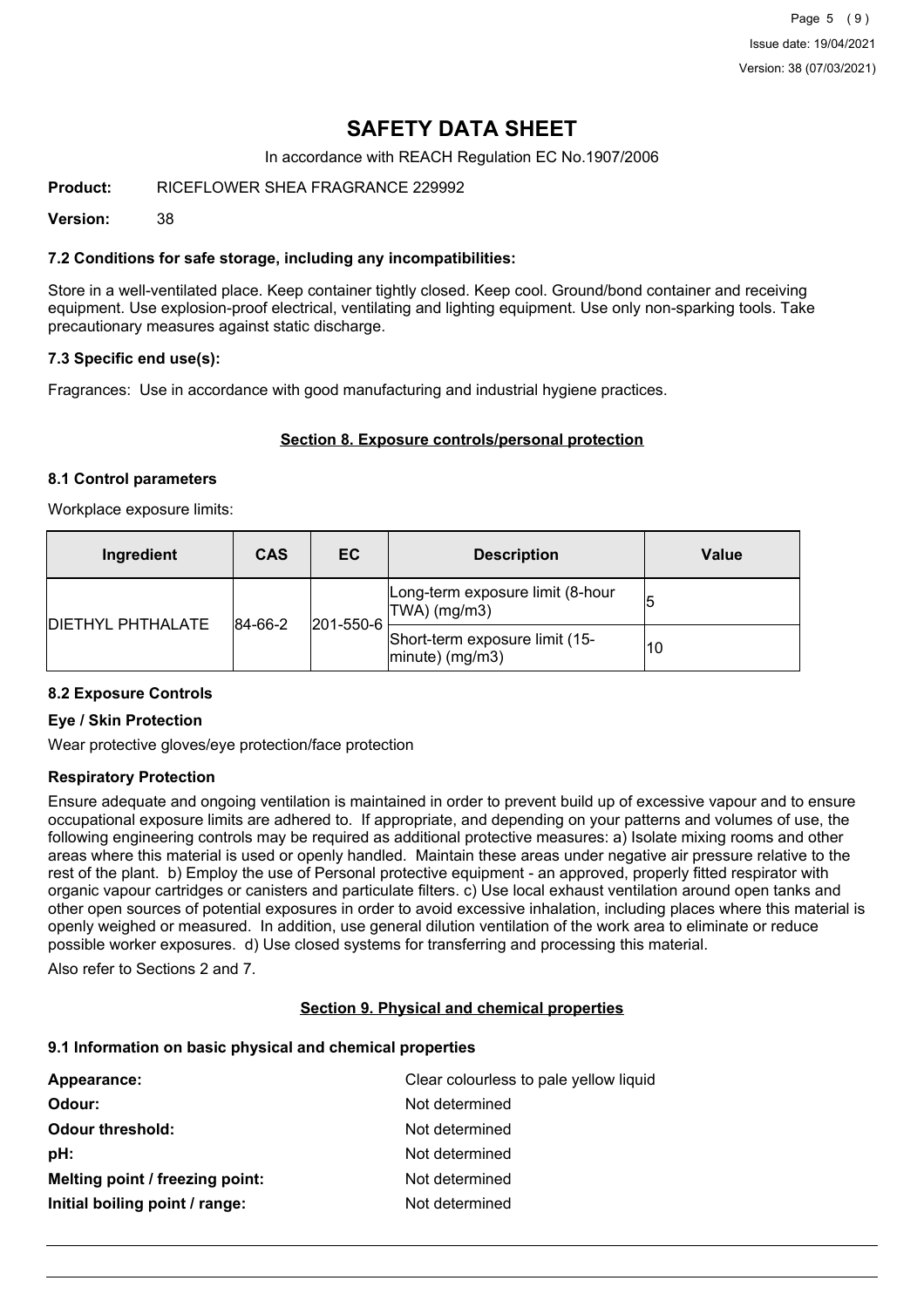# SAFETY DATA SHEET

In accordance with REACH Regulation EC No.1907/2006

**Product:** RICEFLOWER SHEA FRAGRANCE 229992

**Version:** 38

### 7.2 Conditions for safe storage, including any incompatibilities:

Store in a well-ventilated place. Keep container tightly closed. Keep cool. Ground/bond container and receiving equipment. Use explosion-proof electrical, ventilating and lighting equipment. Use only non-sparking tools. Take precautionary measures against static discharge.

### 7.3 Specific end use(s):

Fragrances: Use in accordance with good manufacturing and industrial hygiene practices.

## Section 8. Exposure controls/personal protection

### 8.1 Control parameters

Workplace exposure limits:

| Ingredient | CAS | EC | Description | Value |
|---|---|---|---|---|
| DIETHYL PHTHALATE | 84-66-2 | 201-550-6 | Long-term exposure limit (8-hour TWA) (mg/m3) | 5 |
| | | | Short-term exposure limit (15-minute) (mg/m3) | 10 |

### 8.2 Exposure Controls

**Eye / Skin Protection**

Wear protective gloves/eye protection/face protection

**Respiratory Protection**

Ensure adequate and ongoing ventilation is maintained in order to prevent build up of excessive vapour and to ensure occupational exposure limits are adhered to. If appropriate, and depending on your patterns and volumes of use, the following engineering controls may be required as additional protective measures: a) Isolate mixing rooms and other areas where this material is used or openly handled. Maintain these areas under negative air pressure relative to the rest of the plant. b) Employ the use of Personal protective equipment - an approved, properly fitted respirator with organic vapour cartridges or canisters and particulate filters. c) Use local exhaust ventilation around open tanks and other open sources of potential exposures in order to avoid excessive inhalation, including places where this material is openly weighed or measured. In addition, use general dilution ventilation of the work area to eliminate or reduce possible worker exposures. d) Use closed systems for transferring and processing this material.

Also refer to Sections 2 and 7.

## Section 9. Physical and chemical properties

### 9.1 Information on basic physical and chemical properties

**Appearance:** Clear colourless to pale yellow liquid

**Odour:** Not determined

**Odour threshold:** Not determined

**pH:** Not determined

**Melting point / freezing point:** Not determined

**Initial boiling point / range:** Not determined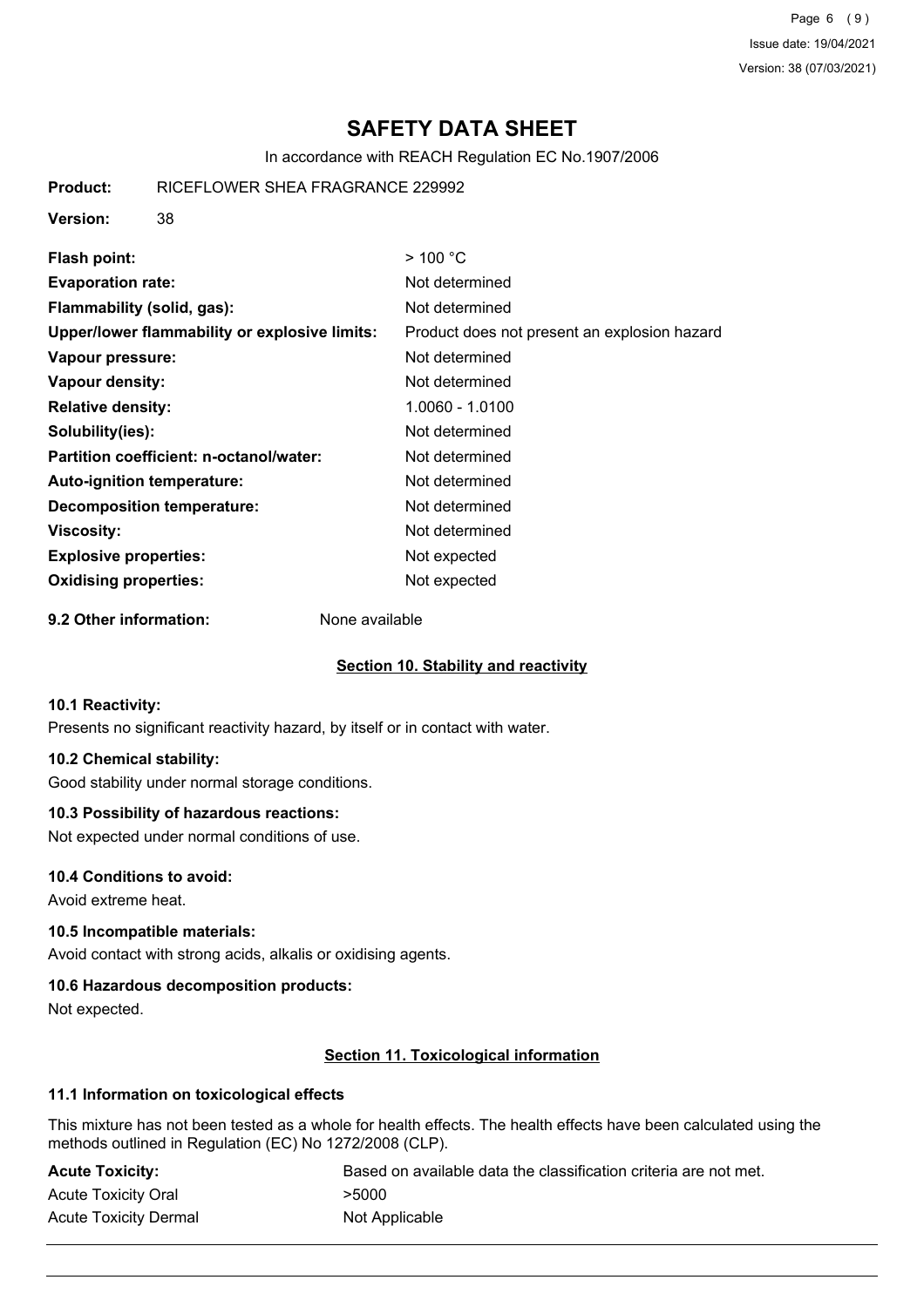# SAFETY DATA SHEET

In accordance with REACH Regulation EC No.1907/2006

**Product:** RICEFLOWER SHEA FRAGRANCE 229992

**Version:** 38

| | |
|---|---|
| **Flash point:** | > 100 °C |
| **Evaporation rate:** | Not determined |
| **Flammability (solid, gas):** | Not determined |
| **Upper/lower flammability or explosive limits:** | Product does not present an explosion hazard |
| **Vapour pressure:** | Not determined |
| **Vapour density:** | Not determined |
| **Relative density:** | 1.0060 - 1.0100 |
| **Solubility(ies):** | Not determined |
| **Partition coefficient: n-octanol/water:** | Not determined |
| **Auto-ignition temperature:** | Not determined |
| **Decomposition temperature:** | Not determined |
| **Viscosity:** | Not determined |
| **Explosive properties:** | Not expected |
| **Oxidising properties:** | Not expected |

**9.2 Other information:** None available

## Section 10. Stability and reactivity

### 10.1 Reactivity:

Presents no significant reactivity hazard, by itself or in contact with water.

### 10.2 Chemical stability:

Good stability under normal storage conditions.

### 10.3 Possibility of hazardous reactions:

Not expected under normal conditions of use.

### 10.4 Conditions to avoid:

Avoid extreme heat.

### 10.5 Incompatible materials:

Avoid contact with strong acids, alkalis or oxidising agents.

### 10.6 Hazardous decomposition products:

Not expected.

## Section 11. Toxicological information

### 11.1 Information on toxicological effects

This mixture has not been tested as a whole for health effects. The health effects have been calculated using the methods outlined in Regulation (EC) No 1272/2008 (CLP).

| | |
|---|---|
| **Acute Toxicity:** | Based on available data the classification criteria are not met. |
| Acute Toxicity Oral | >5000 |
| Acute Toxicity Dermal | Not Applicable |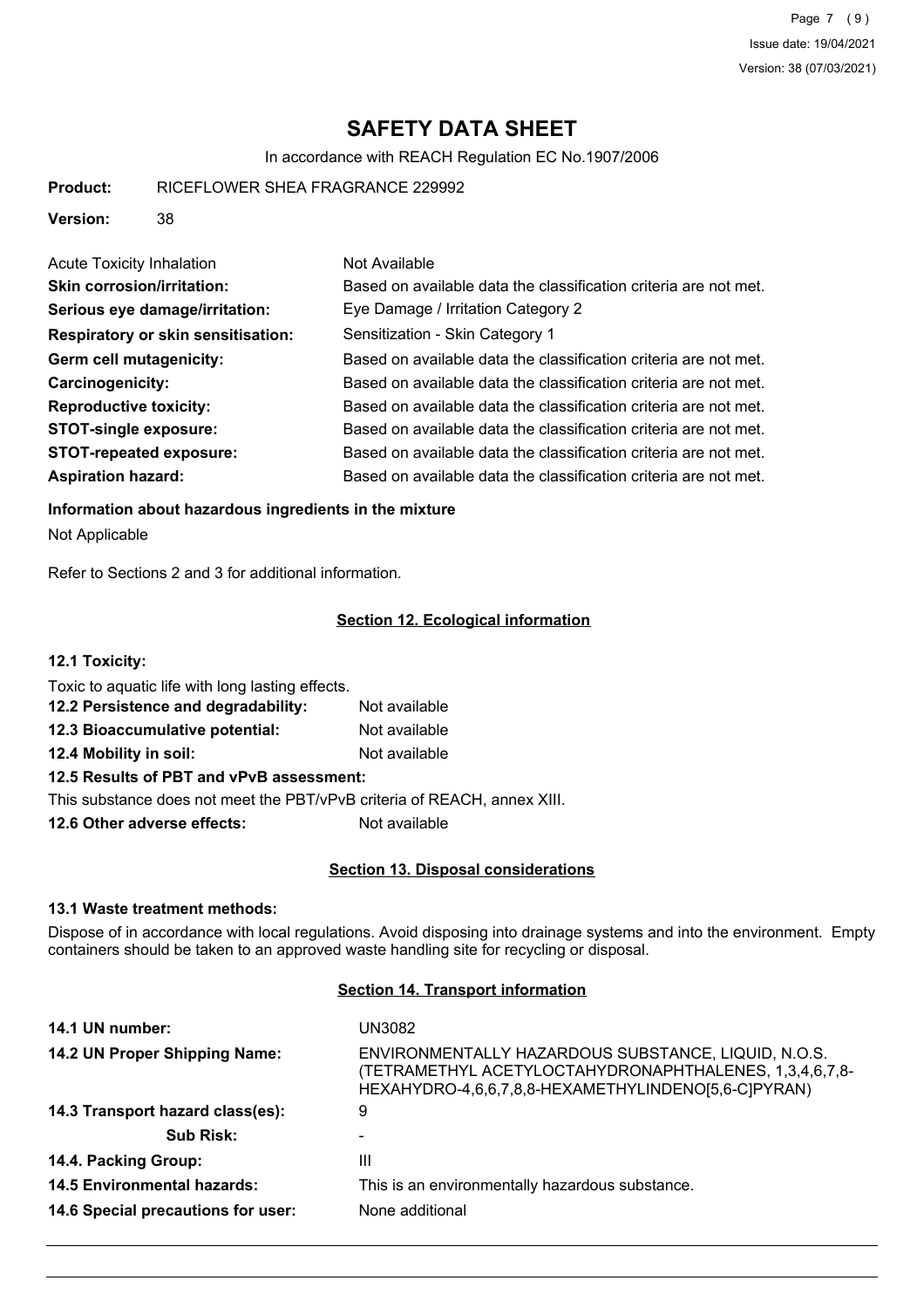# SAFETY DATA SHEET

In accordance with REACH Regulation EC No.1907/2006

**Product:** RICEFLOWER SHEA FRAGRANCE 229992

**Version:** 38

| | |
|---|---|
| Acute Toxicity Inhalation | Not Available |
| **Skin corrosion/irritation:** | Based on available data the classification criteria are not met. |
| **Serious eye damage/irritation:** | Eye Damage / Irritation Category 2 |
| **Respiratory or skin sensitisation:** | Sensitization - Skin Category 1 |
| **Germ cell mutagenicity:** | Based on available data the classification criteria are not met. |
| **Carcinogenicity:** | Based on available data the classification criteria are not met. |
| **Reproductive toxicity:** | Based on available data the classification criteria are not met. |
| **STOT-single exposure:** | Based on available data the classification criteria are not met. |
| **STOT-repeated exposure:** | Based on available data the classification criteria are not met. |
| **Aspiration hazard:** | Based on available data the classification criteria are not met. |

**Information about hazardous ingredients in the mixture**

Not Applicable

Refer to Sections 2 and 3 for additional information.

## Section 12. Ecological information

**12.1 Toxicity:**

Toxic to aquatic life with long lasting effects.

**12.2 Persistence and degradability:** Not available

**12.3 Bioaccumulative potential:** Not available

**12.4 Mobility in soil:** Not available

**12.5 Results of PBT and vPvB assessment:**

This substance does not meet the PBT/vPvB criteria of REACH, annex XIII.

**12.6 Other adverse effects:** Not available

## Section 13. Disposal considerations

**13.1 Waste treatment methods:**

Dispose of in accordance with local regulations. Avoid disposing into drainage systems and into the environment. Empty containers should be taken to an approved waste handling site for recycling or disposal.

## Section 14. Transport information

| | |
|---|---|
| **14.1 UN number:** | UN3082 |
| **14.2 UN Proper Shipping Name:** | ENVIRONMENTALLY HAZARDOUS SUBSTANCE, LIQUID, N.O.S. (TETRAMETHYL ACETYLOCTAHYDRONAPHTHALENES, 1,3,4,6,7,8-HEXAHYDRO-4,6,6,7,8,8-HEXAMETHYLINDENO[5,6-C]PYRAN) |
| **14.3 Transport hazard class(es):** | 9 |
| **Sub Risk:** | - |
| **14.4. Packing Group:** | III |
| **14.5 Environmental hazards:** | This is an environmentally hazardous substance. |
| **14.6 Special precautions for user:** | None additional |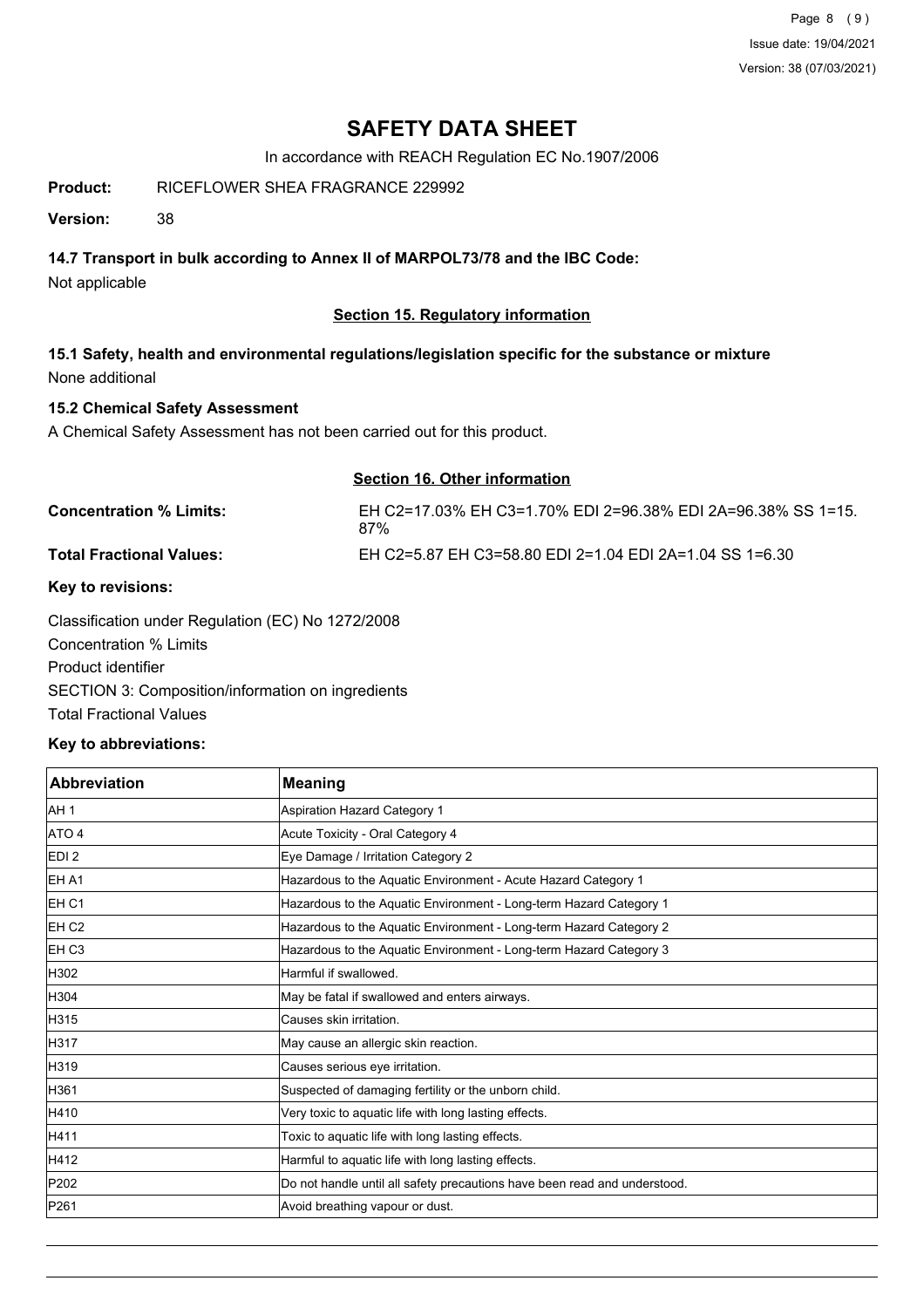# SAFETY DATA SHEET

In accordance with REACH Regulation EC No.1907/2006

**Product:** RICEFLOWER SHEA FRAGRANCE 229992

**Version:** 38

### 14.7 Transport in bulk according to Annex II of MARPOL73/78 and the IBC Code:

Not applicable

## Section 15. Regulatory information

### 15.1 Safety, health and environmental regulations/legislation specific for the substance or mixture

None additional

### 15.2 Chemical Safety Assessment

A Chemical Safety Assessment has not been carried out for this product.

## Section 16. Other information

**Concentration % Limits:** EH C2=17.03% EH C3=1.70% EDI 2=96.38% EDI 2A=96.38% SS 1=15.87%

**Total Fractional Values:** EH C2=5.87 EH C3=58.80 EDI 2=1.04 EDI 2A=1.04 SS 1=6.30

### Key to revisions:

Classification under Regulation (EC) No 1272/2008
Concentration % Limits
Product identifier
SECTION 3: Composition/information on ingredients
Total Fractional Values

### Key to abbreviations:

| Abbreviation | Meaning |
|---|---|
| AH 1 | Aspiration Hazard Category 1 |
| ATO 4 | Acute Toxicity - Oral Category 4 |
| EDI 2 | Eye Damage / Irritation Category 2 |
| EH A1 | Hazardous to the Aquatic Environment - Acute Hazard Category 1 |
| EH C1 | Hazardous to the Aquatic Environment - Long-term Hazard Category 1 |
| EH C2 | Hazardous to the Aquatic Environment - Long-term Hazard Category 2 |
| EH C3 | Hazardous to the Aquatic Environment - Long-term Hazard Category 3 |
| H302 | Harmful if swallowed. |
| H304 | May be fatal if swallowed and enters airways. |
| H315 | Causes skin irritation. |
| H317 | May cause an allergic skin reaction. |
| H319 | Causes serious eye irritation. |
| H361 | Suspected of damaging fertility or the unborn child. |
| H410 | Very toxic to aquatic life with long lasting effects. |
| H411 | Toxic to aquatic life with long lasting effects. |
| H412 | Harmful to aquatic life with long lasting effects. |
| P202 | Do not handle until all safety precautions have been read and understood. |
| P261 | Avoid breathing vapour or dust. |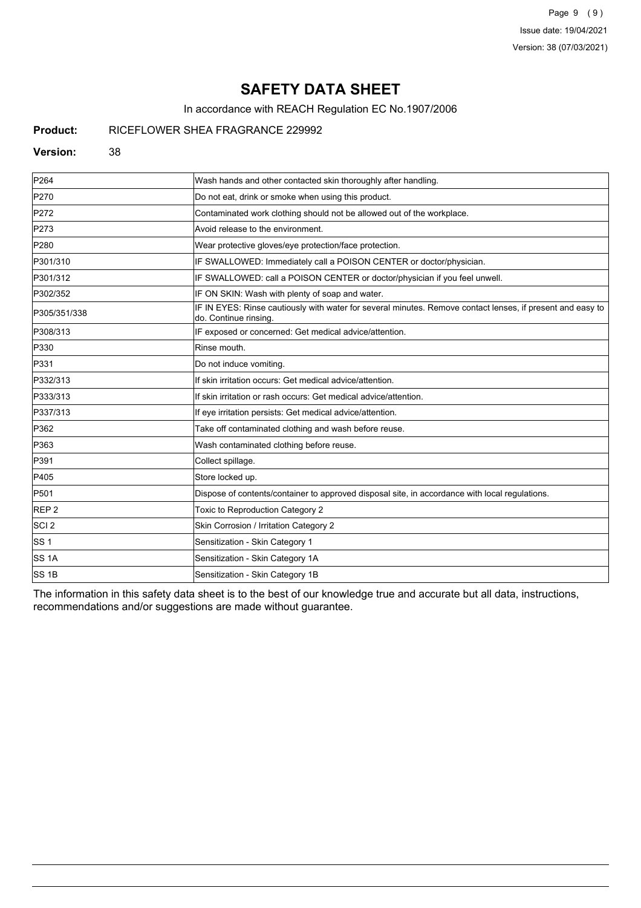# SAFETY DATA SHEET

In accordance with REACH Regulation EC No.1907/2006

**Product:** RICEFLOWER SHEA FRAGRANCE 229992

**Version:** 38

| | |
|---|---|
| P264 | Wash hands and other contacted skin thoroughly after handling. |
| P270 | Do not eat, drink or smoke when using this product. |
| P272 | Contaminated work clothing should not be allowed out of the workplace. |
| P273 | Avoid release to the environment. |
| P280 | Wear protective gloves/eye protection/face protection. |
| P301/310 | IF SWALLOWED: Immediately call a POISON CENTER or doctor/physician. |
| P301/312 | IF SWALLOWED: call a POISON CENTER or doctor/physician if you feel unwell. |
| P302/352 | IF ON SKIN: Wash with plenty of soap and water. |
| P305/351/338 | IF IN EYES: Rinse cautiously with water for several minutes. Remove contact lenses, if present and easy to do. Continue rinsing. |
| P308/313 | IF exposed or concerned: Get medical advice/attention. |
| P330 | Rinse mouth. |
| P331 | Do not induce vomiting. |
| P332/313 | If skin irritation occurs: Get medical advice/attention. |
| P333/313 | If skin irritation or rash occurs: Get medical advice/attention. |
| P337/313 | If eye irritation persists: Get medical advice/attention. |
| P362 | Take off contaminated clothing and wash before reuse. |
| P363 | Wash contaminated clothing before reuse. |
| P391 | Collect spillage. |
| P405 | Store locked up. |
| P501 | Dispose of contents/container to approved disposal site, in accordance with local regulations. |
| REP 2 | Toxic to Reproduction Category 2 |
| SCI 2 | Skin Corrosion / Irritation Category 2 |
| SS 1 | Sensitization - Skin Category 1 |
| SS 1A | Sensitization - Skin Category 1A |
| SS 1B | Sensitization - Skin Category 1B |

The information in this safety data sheet is to the best of our knowledge true and accurate but all data, instructions, recommendations and/or suggestions are made without guarantee.